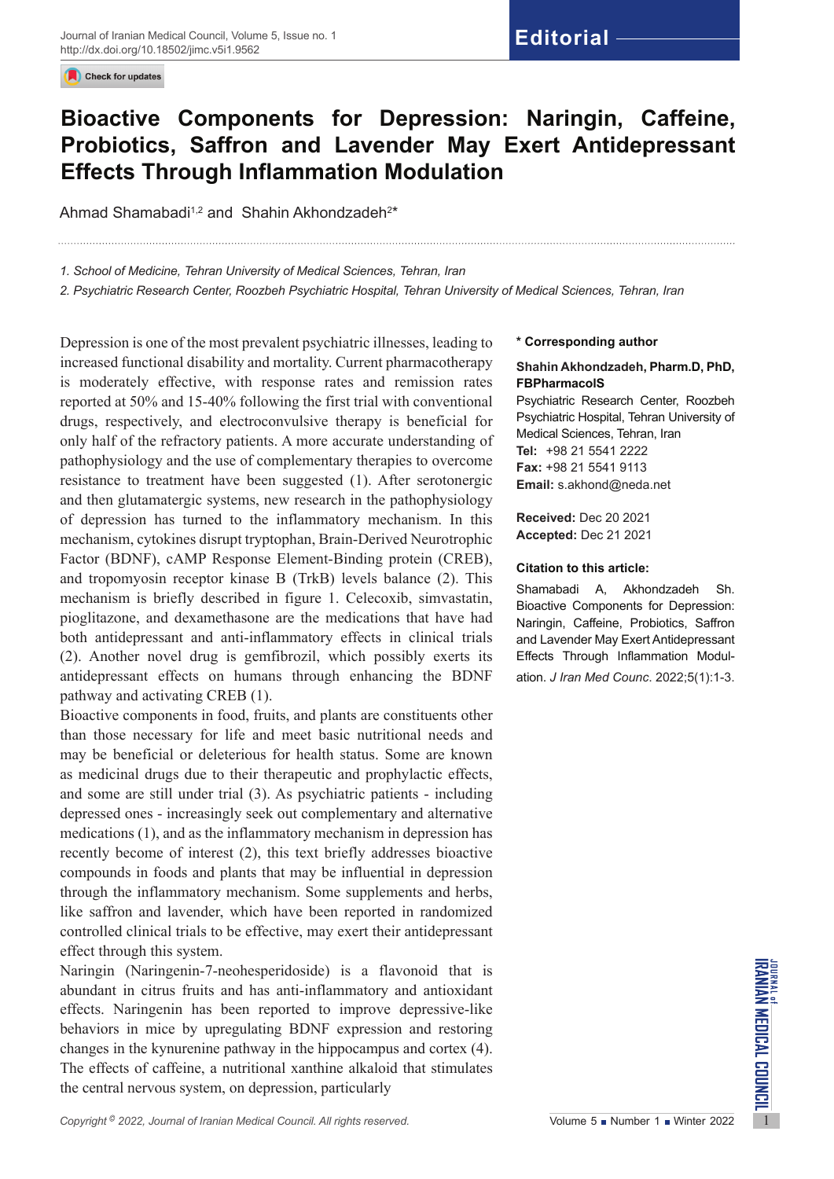Editorial

# Bioactive Components for Depression: Naringin, Caffeine, Probiotics, Saffron and Lavender May Exert Antidepressant Effects Through Inflammation Modulation

Ahmad Shamabadi[1,2] and Shahin Akhondzadeh[2]*

1. *School of Medicine, Tehran University of Medical Sciences, Tehran, Iran*
2. *Psychiatric Research Center, Roozbeh Psychiatric Hospital, Tehran University of Medical Sciences, Tehran, Iran*

**\* Corresponding author**

**Shahin Akhondzadeh, Pharm.D, PhD, FBPharmacolS**
Psychiatric Research Center, Roozbeh Psychiatric Hospital, Tehran University of Medical Sciences, Tehran, Iran
**Tel:** +98 21 5541 2222
**Fax:** +98 21 5541 9113
**Email:** s.akhond@neda.net

**Received:** Dec 20 2021
**Accepted:** Dec 21 2021

**Citation to this article:**

Shamabadi A, Akhondzadeh Sh. Bioactive Components for Depression: Naringin, Caffeine, Probiotics, Saffron and Lavender May Exert Antidepressant Effects Through Inflammation Modulation. *J Iran Med Counc*. 2022;5(1):1-3.

Depression is one of the most prevalent psychiatric illnesses, leading to increased functional disability and mortality. Current pharmacotherapy is moderately effective, with response rates and remission rates reported at 50% and 15-40% following the first trial with conventional drugs, respectively, and electroconvulsive therapy is beneficial for only half of the refractory patients. A more accurate understanding of pathophysiology and the use of complementary therapies to overcome resistance to treatment have been suggested (1). After serotonergic and then glutamatergic systems, new research in the pathophysiology of depression has turned to the inflammatory mechanism. In this mechanism, cytokines disrupt tryptophan, Brain-Derived Neurotrophic Factor (BDNF), cAMP Response Element-Binding protein (CREB), and tropomyosin receptor kinase B (TrkB) levels balance (2). This mechanism is briefly described in figure 1. Celecoxib, simvastatin, pioglitazone, and dexamethasone are the medications that have had both antidepressant and anti-inflammatory effects in clinical trials (2). Another novel drug is gemfibrozil, which possibly exerts its antidepressant effects on humans through enhancing the BDNF pathway and activating CREB (1).

Bioactive components in food, fruits, and plants are constituents other than those necessary for life and meet basic nutritional needs and may be beneficial or deleterious for health status. Some are known as medicinal drugs due to their therapeutic and prophylactic effects, and some are still under trial (3). As psychiatric patients - including depressed ones - increasingly seek out complementary and alternative medications (1), and as the inflammatory mechanism in depression has recently become of interest (2), this text briefly addresses bioactive compounds in foods and plants that may be influential in depression through the inflammatory mechanism. Some supplements and herbs, like saffron and lavender, which have been reported in randomized controlled clinical trials to be effective, may exert their antidepressant effect through this system.

Naringin (Naringenin-7-neohesperidoside) is a flavonoid that is abundant in citrus fruits and has anti-inflammatory and antioxidant effects. Naringenin has been reported to improve depressive-like behaviors in mice by upregulating BDNF expression and restoring changes in the kynurenine pathway in the hippocampus and cortex (4). The effects of caffeine, a nutritional xanthine alkaloid that stimulates the central nervous system, on depression, particularly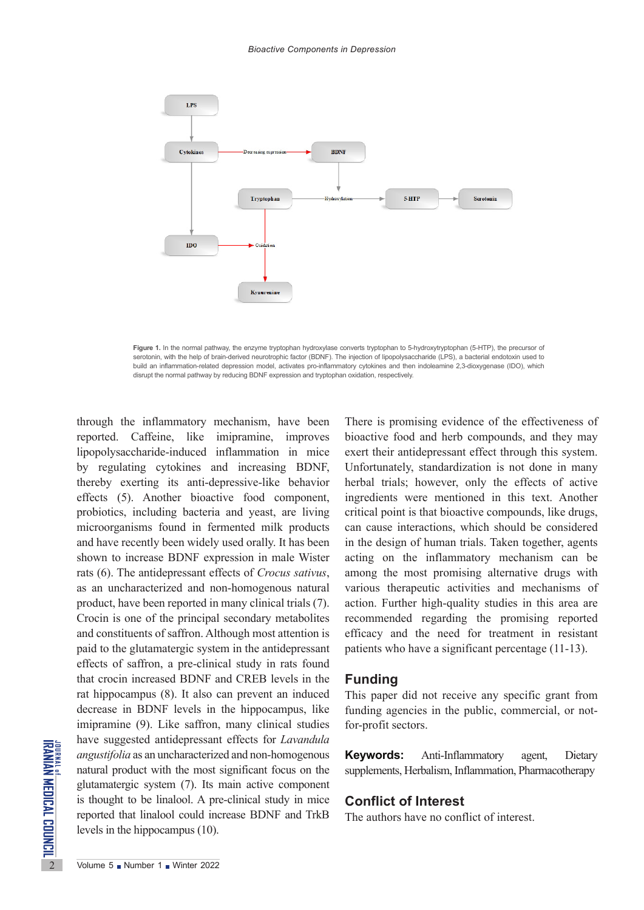**Figure 1.** In the normal pathway, the enzyme tryptophan hydroxylase converts tryptophan to 5-hydroxytryptophan (5-HTP), the precursor of serotonin, with the help of brain-derived neurotrophic factor (BDNF). The injection of lipopolysaccharide (LPS), a bacterial endotoxin used to build an inflammation-related depression model, activates pro-inflammatory cytokines and then indoleamine 2,3-dioxygenase (IDO), which disrupt the normal pathway by reducing BDNF expression and tryptophan oxidation, respectively.

through the inflammatory mechanism, have been reported. Caffeine, like imipramine, improves lipopolysaccharide-induced inflammation in mice by regulating cytokines and increasing BDNF, thereby exerting its anti-depressive-like behavior effects (5). Another bioactive food component, probiotics, including bacteria and yeast, are living microorganisms found in fermented milk products and have recently been widely used orally. It has been shown to increase BDNF expression in male Wister rats (6). The antidepressant effects of *Crocus sativus*, as an uncharacterized and non-homogenous natural product, have been reported in many clinical trials (7). Crocin is one of the principal secondary metabolites and constituents of saffron. Although most attention is paid to the glutamatergic system in the antidepressant effects of saffron, a pre-clinical study in rats found that crocin increased BDNF and CREB levels in the rat hippocampus (8). It also can prevent an induced decrease in BDNF levels in the hippocampus, like imipramine (9). Like saffron, many clinical studies have suggested antidepressant effects for *Lavandula angustifolia* as an uncharacterized and non-homogenous natural product with the most significant focus on the glutamatergic system (7). Its main active component is thought to be linalool. A pre-clinical study in mice reported that linalool could increase BDNF and TrkB levels in the hippocampus (10).

There is promising evidence of the effectiveness of bioactive food and herb compounds, and they may exert their antidepressant effect through this system. Unfortunately, standardization is not done in many herbal trials; however, only the effects of active ingredients were mentioned in this text. Another critical point is that bioactive compounds, like drugs, can cause interactions, which should be considered in the design of human trials. Taken together, agents acting on the inflammatory mechanism can be among the most promising alternative drugs with various therapeutic activities and mechanisms of action. Further high-quality studies in this area are recommended regarding the promising reported efficacy and the need for treatment in resistant patients who have a significant percentage (11-13).

## Funding

This paper did not receive any specific grant from funding agencies in the public, commercial, or not-for-profit sectors.

**Keywords:** Anti-Inflammatory agent, Dietary supplements, Herbalism, Inflammation, Pharmacotherapy

## Conflict of Interest

The authors have no conflict of interest.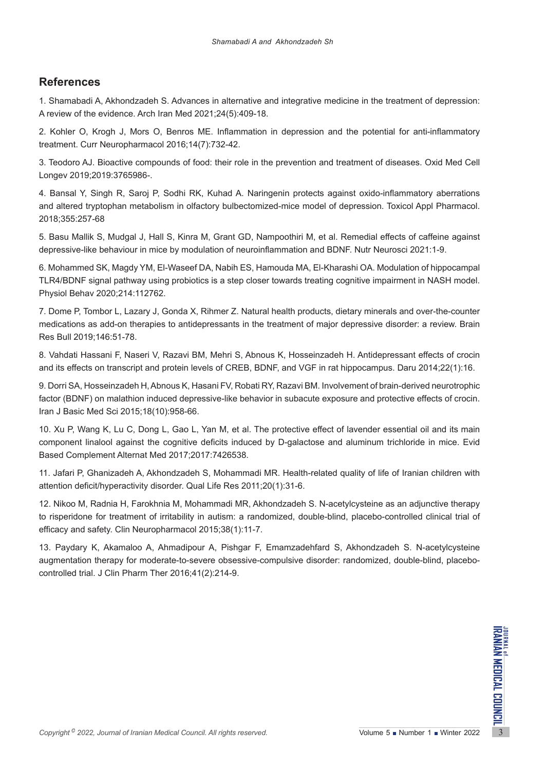## References

1. Shamabadi A, Akhondzadeh S. Advances in alternative and integrative medicine in the treatment of depression: A review of the evidence. Arch Iran Med 2021;24(5):409-18.

2. Kohler O, Krogh J, Mors O, Benros ME. Inflammation in depression and the potential for anti-inflammatory treatment. Curr Neuropharmacol 2016;14(7):732-42.

3. Teodoro AJ. Bioactive compounds of food: their role in the prevention and treatment of diseases. Oxid Med Cell Longev 2019;2019:3765986-.

4. Bansal Y, Singh R, Saroj P, Sodhi RK, Kuhad A. Naringenin protects against oxido-inflammatory aberrations and altered tryptophan metabolism in olfactory bulbectomized-mice model of depression. Toxicol Appl Pharmacol. 2018;355:257-68

5. Basu Mallik S, Mudgal J, Hall S, Kinra M, Grant GD, Nampoothiri M, et al. Remedial effects of caffeine against depressive-like behaviour in mice by modulation of neuroinflammation and BDNF. Nutr Neurosci 2021:1-9.

6. Mohammed SK, Magdy YM, El-Waseef DA, Nabih ES, Hamouda MA, El-Kharashi OA. Modulation of hippocampal TLR4/BDNF signal pathway using probiotics is a step closer towards treating cognitive impairment in NASH model. Physiol Behav 2020;214:112762.

7. Dome P, Tombor L, Lazary J, Gonda X, Rihmer Z. Natural health products, dietary minerals and over-the-counter medications as add-on therapies to antidepressants in the treatment of major depressive disorder: a review. Brain Res Bull 2019;146:51-78.

8. Vahdati Hassani F, Naseri V, Razavi BM, Mehri S, Abnous K, Hosseinzadeh H. Antidepressant effects of crocin and its effects on transcript and protein levels of CREB, BDNF, and VGF in rat hippocampus. Daru 2014;22(1):16.

9. Dorri SA, Hosseinzadeh H, Abnous K, Hasani FV, Robati RY, Razavi BM. Involvement of brain-derived neurotrophic factor (BDNF) on malathion induced depressive-like behavior in subacute exposure and protective effects of crocin. Iran J Basic Med Sci 2015;18(10):958-66.

10. Xu P, Wang K, Lu C, Dong L, Gao L, Yan M, et al. The protective effect of lavender essential oil and its main component linalool against the cognitive deficits induced by D-galactose and aluminum trichloride in mice. Evid Based Complement Alternat Med 2017;2017:7426538.

11. Jafari P, Ghanizadeh A, Akhondzadeh S, Mohammadi MR. Health-related quality of life of Iranian children with attention deficit/hyperactivity disorder. Qual Life Res 2011;20(1):31-6.

12. Nikoo M, Radnia H, Farokhnia M, Mohammadi MR, Akhondzadeh S. N-acetylcysteine as an adjunctive therapy to risperidone for treatment of irritability in autism: a randomized, double-blind, placebo-controlled clinical trial of efficacy and safety. Clin Neuropharmacol 2015;38(1):11-7.

13. Paydary K, Akamaloo A, Ahmadipour A, Pishgar F, Emamzadehfard S, Akhondzadeh S. N-acetylcysteine augmentation therapy for moderate-to-severe obsessive-compulsive disorder: randomized, double-blind, placebo-controlled trial. J Clin Pharm Ther 2016;41(2):214-9.